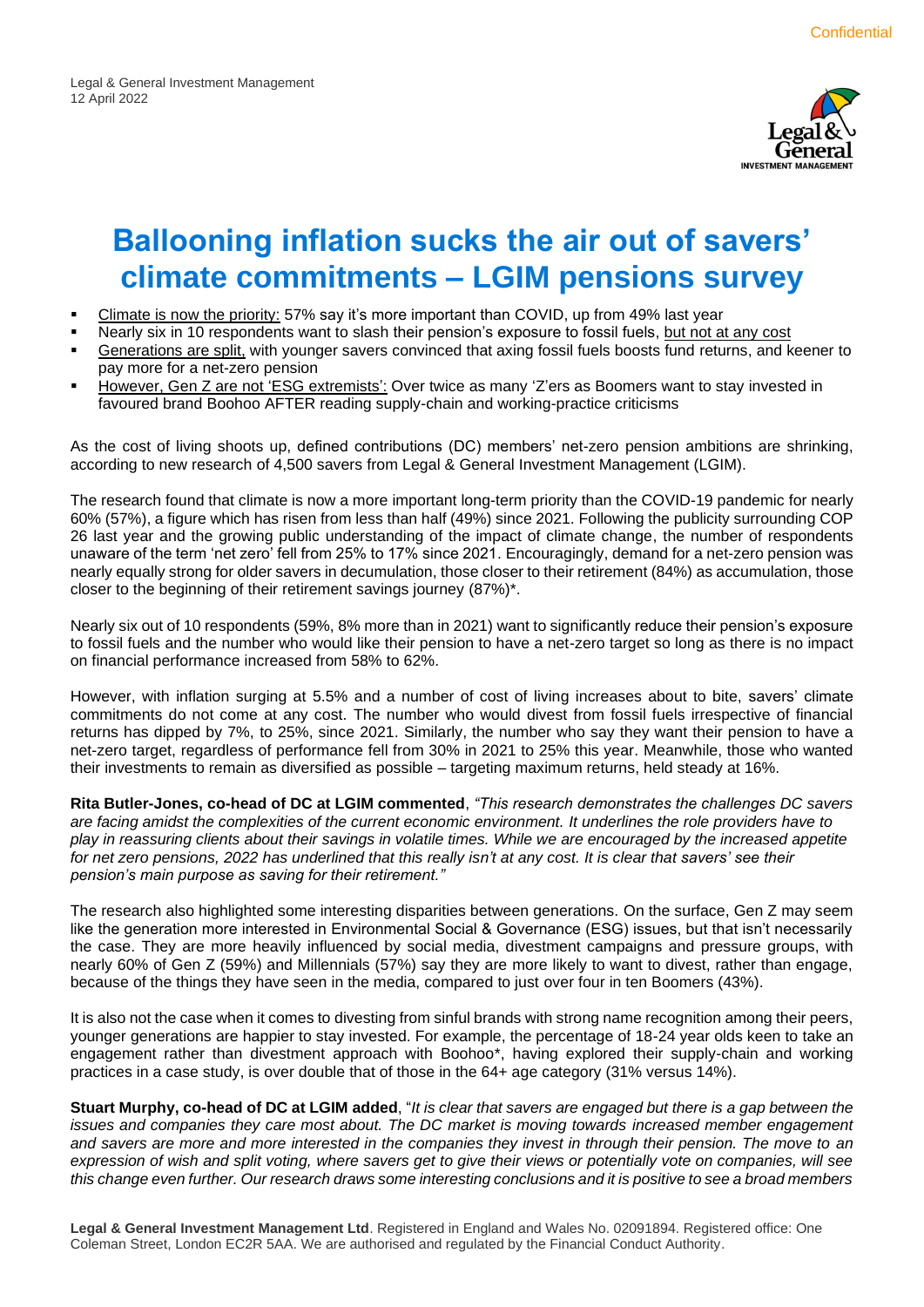Confidential

Legal & General Investment Management
12 April 2022

# Ballooning inflation sucks the air out of savers' climate commitments – LGIM pensions survey

- Climate is now the priority: 57% say it's more important than COVID, up from 49% last year
- Nearly six in 10 respondents want to slash their pension's exposure to fossil fuels, but not at any cost
- Generations are split, with younger savers convinced that axing fossil fuels boosts fund returns, and keener to pay more for a net-zero pension
- However, Gen Z are not 'ESG extremists': Over twice as many 'Z'ers as Boomers want to stay invested in favoured brand Boohoo AFTER reading supply-chain and working-practice criticisms

As the cost of living shoots up, defined contributions (DC) members' net-zero pension ambitions are shrinking, according to new research of 4,500 savers from Legal & General Investment Management (LGIM).

The research found that climate is now a more important long-term priority than the COVID-19 pandemic for nearly 60% (57%), a figure which has risen from less than half (49%) since 2021. Following the publicity surrounding COP 26 last year and the growing public understanding of the impact of climate change, the number of respondents unaware of the term 'net zero' fell from 25% to 17% since 2021. Encouragingly, demand for a net-zero pension was nearly equally strong for older savers in decumulation, those closer to their retirement (84%) as accumulation, those closer to the beginning of their retirement savings journey (87%)*.

Nearly six out of 10 respondents (59%, 8% more than in 2021) want to significantly reduce their pension's exposure to fossil fuels and the number who would like their pension to have a net-zero target so long as there is no impact on financial performance increased from 58% to 62%.

However, with inflation surging at 5.5% and a number of cost of living increases about to bite, savers' climate commitments do not come at any cost. The number who would divest from fossil fuels irrespective of financial returns has dipped by 7%, to 25%, since 2021. Similarly, the number who say they want their pension to have a net-zero target, regardless of performance fell from 30% in 2021 to 25% this year. Meanwhile, those who wanted their investments to remain as diversified as possible – targeting maximum returns, held steady at 16%.

**Rita Butler-Jones, co-head of DC at LGIM commented**, *"This research demonstrates the challenges DC savers are facing amidst the complexities of the current economic environment. It underlines the role providers have to play in reassuring clients about their savings in volatile times. While we are encouraged by the increased appetite for net zero pensions, 2022 has underlined that this really isn't at any cost. It is clear that savers' see their pension's main purpose as saving for their retirement."*

The research also highlighted some interesting disparities between generations. On the surface, Gen Z may seem like the generation more interested in Environmental Social & Governance (ESG) issues, but that isn't necessarily the case. They are more heavily influenced by social media, divestment campaigns and pressure groups, with nearly 60% of Gen Z (59%) and Millennials (57%) say they are more likely to want to divest, rather than engage, because of the things they have seen in the media, compared to just over four in ten Boomers (43%).

It is also not the case when it comes to divesting from sinful brands with strong name recognition among their peers, younger generations are happier to stay invested. For example, the percentage of 18-24 year olds keen to take an engagement rather than divestment approach with Boohoo*, having explored their supply-chain and working practices in a case study, is over double that of those in the 64+ age category (31% versus 14%).

**Stuart Murphy, co-head of DC at LGIM added**, "*It is clear that savers are engaged but there is a gap between the issues and companies they care most about. The DC market is moving towards increased member engagement and savers are more and more interested in the companies they invest in through their pension. The move to an expression of wish and split voting, where savers get to give their views or potentially vote on companies, will see this change even further. Our research draws some interesting conclusions and it is positive to see a broad members*

**Legal & General Investment Management Ltd**. Registered in England and Wales No. 02091894. Registered office: One Coleman Street, London EC2R 5AA. We are authorised and regulated by the Financial Conduct Authority.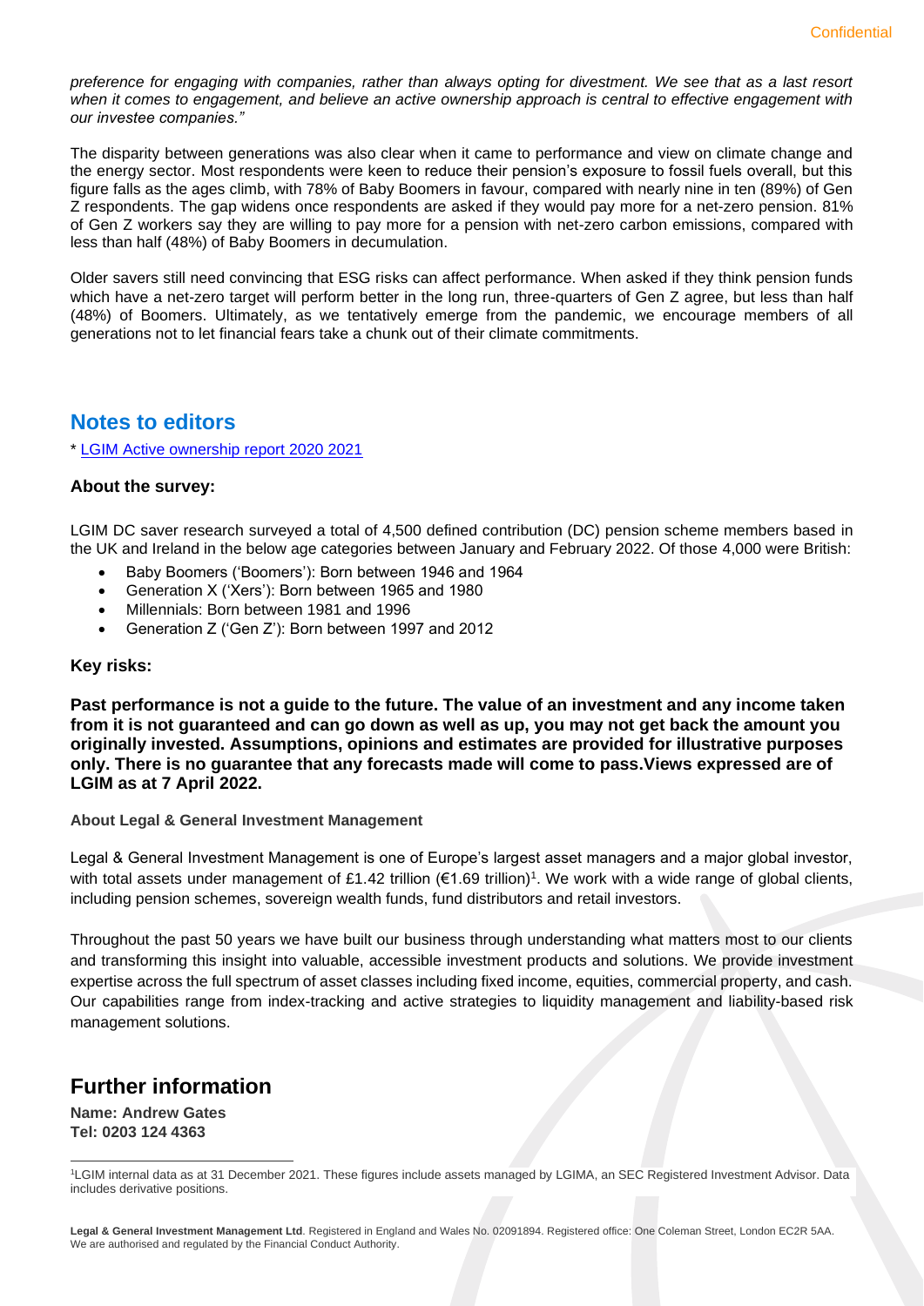*preference for engaging with companies, rather than always opting for divestment. We see that as a last resort when it comes to engagement, and believe an active ownership approach is central to effective engagement with our investee companies."*

The disparity between generations was also clear when it came to performance and view on climate change and the energy sector. Most respondents were keen to reduce their pension's exposure to fossil fuels overall, but this figure falls as the ages climb, with 78% of Baby Boomers in favour, compared with nearly nine in ten (89%) of Gen Z respondents. The gap widens once respondents are asked if they would pay more for a net-zero pension. 81% of Gen Z workers say they are willing to pay more for a pension with net-zero carbon emissions, compared with less than half (48%) of Baby Boomers in decumulation.

Older savers still need convincing that ESG risks can affect performance. When asked if they think pension funds which have a net-zero target will perform better in the long run, three-quarters of Gen Z agree, but less than half (48%) of Boomers. Ultimately, as we tentatively emerge from the pandemic, we encourage members of all generations not to let financial fears take a chunk out of their climate commitments.

## Notes to editors

* [LGIM Active ownership report 2020 2021]

### About the survey:

LGIM DC saver research surveyed a total of 4,500 defined contribution (DC) pension scheme members based in the UK and Ireland in the below age categories between January and February 2022. Of those 4,000 were British:

- Baby Boomers ('Boomers'): Born between 1946 and 1964
- Generation X ('Xers'): Born between 1965 and 1980
- Millennials: Born between 1981 and 1996
- Generation Z ('Gen Z'): Born between 1997 and 2012

### Key risks:

**Past performance is not a guide to the future. The value of an investment and any income taken from it is not guaranteed and can go down as well as up, you may not get back the amount you originally invested. Assumptions, opinions and estimates are provided for illustrative purposes only. There is no guarantee that any forecasts made will come to pass.Views expressed are of LGIM as at 7 April 2022.**

**About Legal & General Investment Management**

Legal & General Investment Management is one of Europe's largest asset managers and a major global investor, with total assets under management of £1.42 trillion (€1.69 trillion)[1]. We work with a wide range of global clients, including pension schemes, sovereign wealth funds, fund distributors and retail investors.

Throughout the past 50 years we have built our business through understanding what matters most to our clients and transforming this insight into valuable, accessible investment products and solutions. We provide investment expertise across the full spectrum of asset classes including fixed income, equities, commercial property, and cash. Our capabilities range from index-tracking and active strategies to liquidity management and liability-based risk management solutions.

## Further information

**Name: Andrew Gates**
**Tel: 0203 124 4363**

[1]LGIM internal data as at 31 December 2021. These figures include assets managed by LGIMA, an SEC Registered Investment Advisor. Data includes derivative positions.

**Legal & General Investment Management Ltd**. Registered in England and Wales No. 02091894. Registered office: One Coleman Street, London EC2R 5AA. We are authorised and regulated by the Financial Conduct Authority.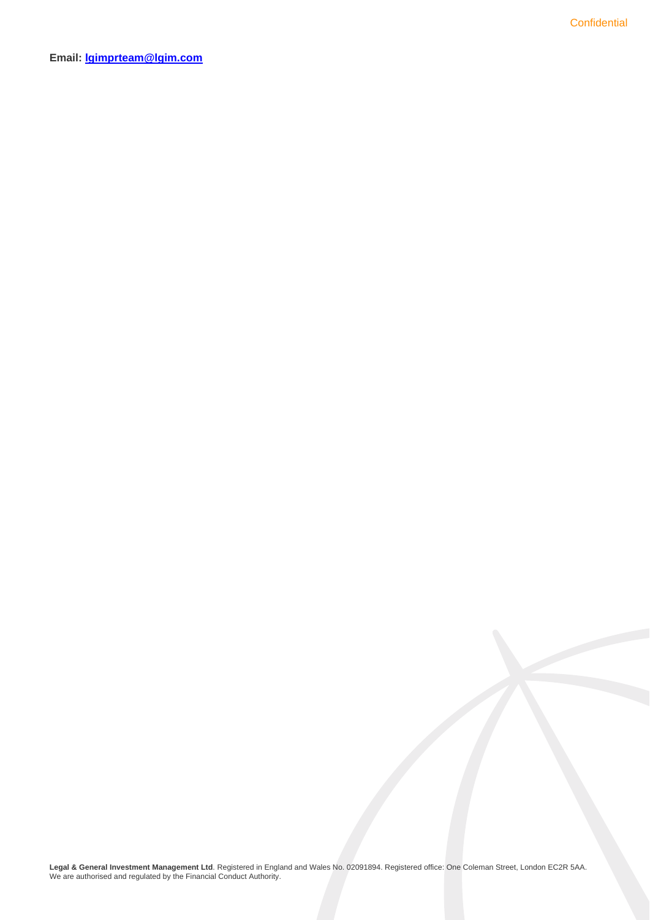**Email: [lgimprteam@lgim.com](mailto:lgimprteam@lgim.com)**

**Legal & General Investment Management Ltd**. Registered in England and Wales No. 02091894. Registered office: One Coleman Street, London EC2R 5AA.
We are authorised and regulated by the Financial Conduct Authority.